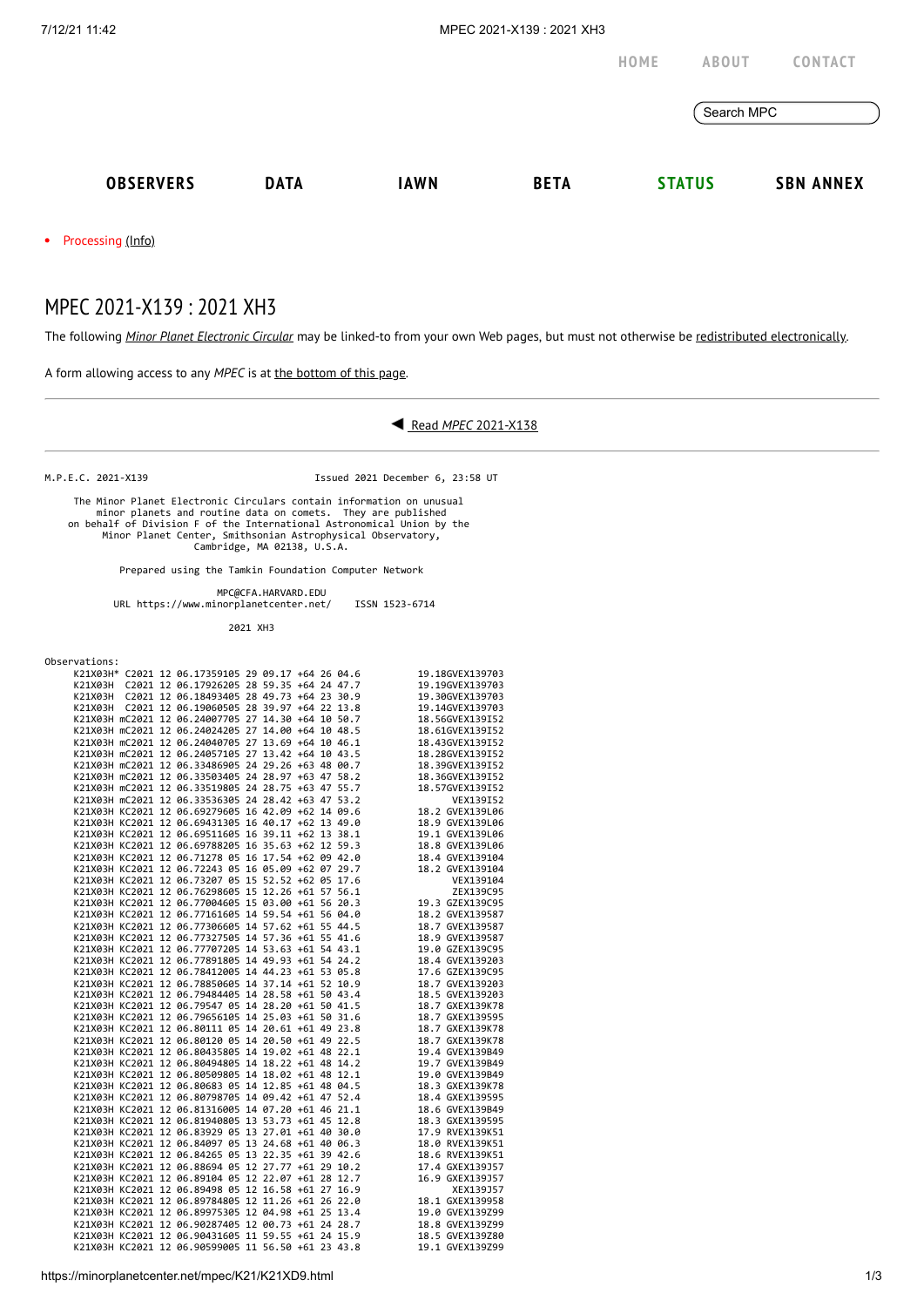HOME ABOUT CONTACT

Search MPC

OBSERVERS DATA IAWN BETA STATUS SBN ANNEX

- Processing (Info)

# MPEC 2021-X139 : 2021 XH3

The following *Minor Planet Electronic Circular* may be linked-to from your own Web pages, but must not otherwise be redistributed electronically.

A form allowing access to any *MPEC* is at the bottom of this page.

◀ Read *MPEC* 2021-X138

```
M.P.E.C. 2021-X139                              Issued 2021 December 6, 23:58 UT

     The Minor Planet Electronic Circulars contain information on unusual
         minor planets and routine data on comets.  They are published
   on behalf of Division F of the International Astronomical Union by the
          Minor Planet Center, Smithsonian Astrophysical Observatory,
                          Cambridge, MA 02138, U.S.A.

                  Prepared using the Tamkin Foundation Computer Network

                                  MPC@CFA.HARVARD.EDU
            URL https://www.minorplanetcenter.net/     ISSN 1523-6714

                                    2021 XH3

Observations:
     K21X03H* C2021 12 06.17359105 29 09.17 +64 26 04.6          19.18GVEX139703
     K21X03H  C2021 12 06.17926205 28 59.35 +64 24 47.7          19.19GVEX139703
     K21X03H  C2021 12 06.18493405 28 49.73 +64 23 30.9          19.30GVEX139703
     K21X03H  C2021 12 06.19060505 28 39.97 +64 22 13.8          19.14GVEX139703
     K21X03H mC2021 12 06.24007705 27 14.30 +64 10 50.7          18.56GVEX139I52
     K21X03H mC2021 12 06.24024205 27 14.00 +64 10 48.5          18.61GVEX139I52
     K21X03H mC2021 12 06.24040705 27 13.69 +64 10 46.1          18.43GVEX139I52
     K21X03H mC2021 12 06.24057105 27 13.42 +64 10 43.5          18.28GVEX139I52
     K21X03H mC2021 12 06.33486905 24 29.26 +63 48 00.7          18.39GVEX139I52
     K21X03H mC2021 12 06.33503405 24 28.97 +63 47 58.2          18.36GVEX139I52
     K21X03H mC2021 12 06.33519805 24 28.75 +63 47 55.7          18.57GVEX139I52
     K21X03H mC2021 12 06.33536305 24 28.42 +63 47 53.2               VEX139I52
     K21X03H KC2021 12 06.69279605 16 42.09 +62 14 09.6          18.2 GVEX139L06
     K21X03H KC2021 12 06.69431305 16 40.17 +62 13 49.0          18.9 GVEX139L06
     K21X03H KC2021 12 06.69511605 16 39.11 +62 13 38.1          19.1 GVEX139L06
     K21X03H KC2021 12 06.69788205 16 35.63 +62 12 59.3          18.8 GVEX139L06
     K21X03H KC2021 12 06.71278 05 16 17.54 +62 09 42.0          18.4 GVEX139104
     K21X03H KC2021 12 06.72243 05 16 05.09 +62 07 29.7          18.2 GVEX139104
     K21X03H KC2021 12 06.73207 05 15 52.52 +62 05 17.6               VEX139104
     K21X03H KC2021 12 06.76298605 15 12.26 +61 57 56.1               ZEX139C95
     K21X03H KC2021 12 06.77004605 15 03.00 +61 56 20.3          19.3 GZEX139C95
     K21X03H KC2021 12 06.77161605 14 59.54 +61 56 04.0          18.2 GVEX139587
     K21X03H KC2021 12 06.77306605 14 57.62 +61 55 44.5          18.7 GVEX139587
     K21X03H KC2021 12 06.77327505 14 57.36 +61 55 41.6          18.9 GVEX139587
     K21X03H KC2021 12 06.77707205 14 53.63 +61 54 43.1          19.0 GZEX139C95
     K21X03H KC2021 12 06.77891805 14 49.93 +61 54 24.2          18.4 GVEX139203
     K21X03H KC2021 12 06.78412005 14 44.23 +61 53 05.8          17.6 GZEX139C95
     K21X03H KC2021 12 06.78850605 14 37.14 +61 52 10.9          18.7 GVEX139203
     K21X03H KC2021 12 06.79484405 14 28.58 +61 50 43.4          18.5 GVEX139203
     K21X03H KC2021 12 06.79547 05 14 28.20 +61 50 41.5          18.7 GXEX139K78
     K21X03H KC2021 12 06.79656105 14 25.03 +61 50 31.6          18.7 GXEX139595
     K21X03H KC2021 12 06.80111 05 14 20.61 +61 49 23.8          18.7 GXEX139K78
     K21X03H KC2021 12 06.80120 05 14 20.50 +61 49 22.5          18.7 GXEX139K78
     K21X03H KC2021 12 06.80435805 14 19.02 +61 48 22.1          19.4 GVEX139B49
     K21X03H KC2021 12 06.80494805 14 18.22 +61 48 14.2          19.7 GVEX139B49
     K21X03H KC2021 12 06.80509805 14 18.02 +61 48 12.1          19.0 GVEX139B49
     K21X03H KC2021 12 06.80683 05 14 12.85 +61 48 04.5          18.3 GXEX139K78
     K21X03H KC2021 12 06.80798705 14 09.42 +61 47 52.4          18.4 GXEX139595
     K21X03H KC2021 12 06.81316005 14 07.20 +61 46 21.1          18.6 GVEX139B49
     K21X03H KC2021 12 06.81940805 13 53.73 +61 45 12.8          18.3 GXEX139595
     K21X03H KC2021 12 06.83929 05 13 27.01 +61 40 30.0          17.9 RVEX139K51
     K21X03H KC2021 12 06.84097 05 13 24.68 +61 40 06.3          18.0 RVEX139K51
     K21X03H KC2021 12 06.84265 05 13 22.35 +61 39 42.6          18.6 RVEX139K51
     K21X03H KC2021 12 06.88694 05 12 27.77 +61 29 10.2          17.4 GXEX139J57
     K21X03H KC2021 12 06.89104 05 12 22.07 +61 28 12.7          16.9 GXEX139J57
     K21X03H KC2021 12 06.89498 05 12 16.58 +61 27 16.9               XEX139J57
     K21X03H KC2021 12 06.89784805 12 11.26 +61 26 22.0          18.1 GXEX139958
     K21X03H KC2021 12 06.89975305 12 04.98 +61 25 13.4          19.0 GVEX139Z99
     K21X03H KC2021 12 06.90287405 12 00.73 +61 24 28.7          18.8 GVEX139Z99
     K21X03H KC2021 12 06.90431605 11 59.55 +61 24 15.9          18.5 GVEX139Z80
     K21X03H KC2021 12 06.90599005 11 56.50 +61 23 43.8          19.1 GVEX139Z99
```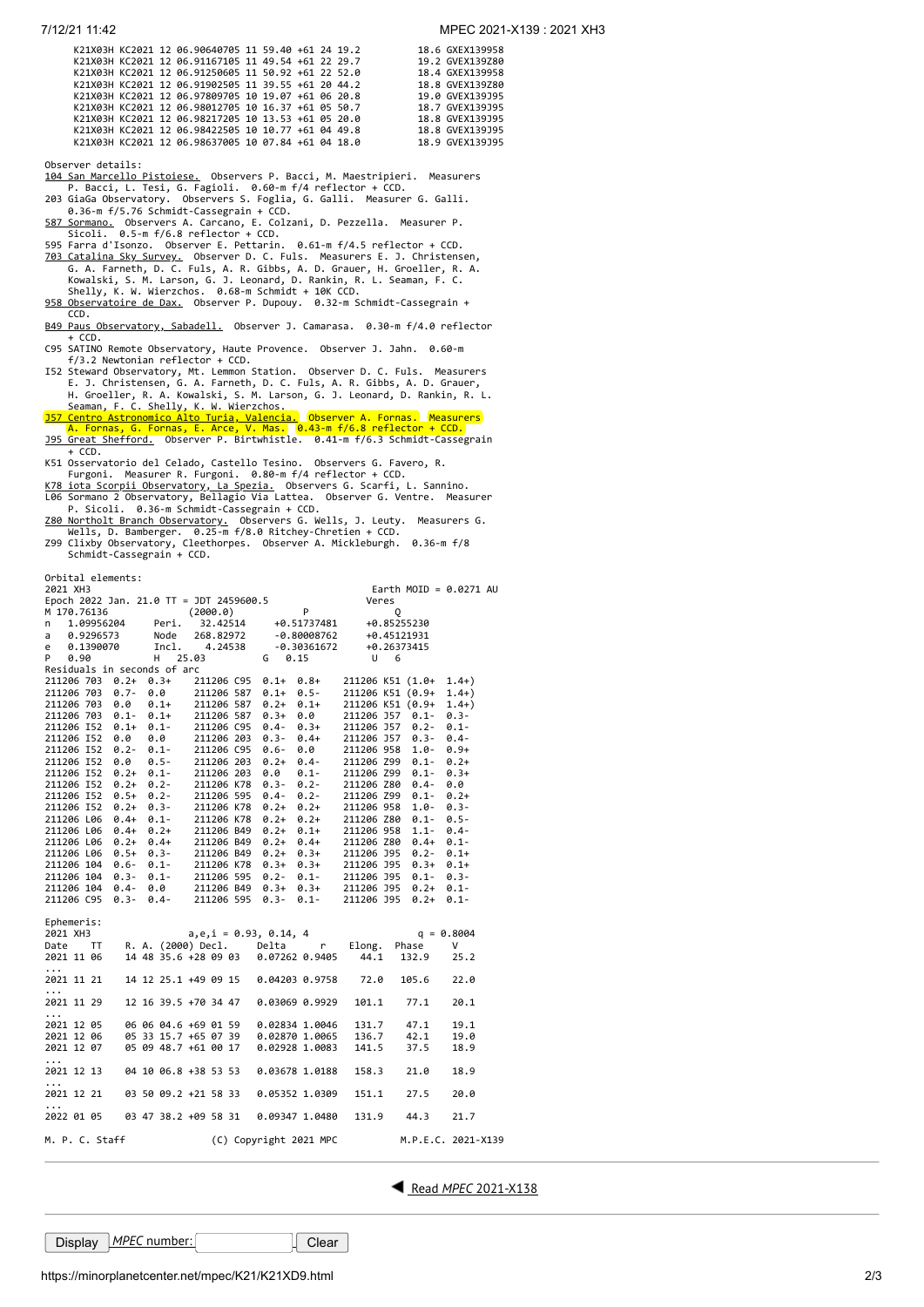```
     K21X03H KC2021 12 06.90640705 11 59.40 +61 24 19.2          18.6 GXEX139958
     K21X03H KC2021 12 06.91167105 11 49.54 +61 22 29.7          19.2 GVEX139Z80
     K21X03H KC2021 12 06.91250605 11 50.92 +61 22 52.0          18.4 GXEX139958
     K21X03H KC2021 12 06.91902505 11 39.55 +61 20 44.2          18.8 GVEX139Z80
     K21X03H KC2021 12 06.97809705 10 19.07 +61 06 20.8          19.0 GVEX139J95
     K21X03H KC2021 12 06.98012705 10 16.37 +61 05 50.7          18.7 GVEX139J95
     K21X03H KC2021 12 06.98217205 10 13.53 +61 05 20.0          18.8 GVEX139J95
     K21X03H KC2021 12 06.98422505 10 10.77 +61 04 49.8          18.8 GVEX139J95
     K21X03H KC2021 12 06.98637005 10 07.84 +61 04 18.0          18.9 GVEX139J95
```

Observer details:

```
104 San Marcello Pistoiese.  Observers P. Bacci, M. Maestripieri.  Measurers
    P. Bacci, L. Tesi, G. Fagioli.  0.60-m f/4 reflector + CCD.
203 GiaGa Observatory.  Observers S. Foglia, G. Galli.  Measurer G. Galli.
    0.36-m f/5.76 Schmidt-Cassegrain + CCD.
587 Sormano.  Observers A. Carcano, E. Colzani, D. Pezzella.  Measurer P.
    Sicoli.  0.5-m f/6.8 reflector + CCD.
595 Farra d'Isonzo.  Observer E. Pettarin.  0.61-m f/4.5 reflector + CCD.
703 Catalina Sky Survey.  Observer D. C. Fuls.  Measurers E. J. Christensen,
    G. A. Farneth, D. C. Fuls, A. R. Gibbs, A. D. Grauer, H. Groeller, R. A.
    Kowalski, S. M. Larson, G. J. Leonard, D. Rankin, R. L. Seaman, F. C.
    Shelly, K. W. Wierzchos.  0.68-m Schmidt + 10K CCD.
958 Observatoire de Dax.  Observer P. Dupouy.  0.32-m Schmidt-Cassegrain +
    CCD.
B49 Paus Observatory, Sabadell.  Observer J. Camarasa.  0.30-m f/4.0 reflector
    + CCD.
C95 SATINO Remote Observatory, Haute Provence.  Observer J. Jahn.  0.60-m
    f/3.2 Newtonian reflector + CCD.
I52 Steward Observatory, Mt. Lemmon Station.  Observer D. C. Fuls.  Measurers
    E. J. Christensen, G. A. Farneth, D. C. Fuls, A. R. Gibbs, A. D. Grauer,
    H. Groeller, R. A. Kowalski, S. M. Larson, G. J. Leonard, D. Rankin, R. L.
    Seaman, F. C. Shelly, K. W. Wierzchos.
J57 Centro Astronomico Alto Turia, Valencia.  Observer A. Fornas.  Measurers
    A. Fornas, G. Fornas, E. Arce, V. Mas.  0.43-m f/6.8 reflector + CCD.
J95 Great Shefford.  Observer P. Birtwhistle.  0.41-m f/6.3 Schmidt-Cassegrain
    + CCD.
K51 Osservatorio del Celado, Castello Tesino.  Observers G. Favero, R.
    Furgoni.  Measurer R. Furgoni.  0.80-m f/4 reflector + CCD.
K78 iota Scorpii Observatory, La Spezia.  Observers G. Scarfi, L. Sannino.
L06 Sormano 2 Observatory, Bellagio Via Lattea.  Observer G. Ventre.  Measurer
    P. Sicoli.  0.36-m Schmidt-Cassegrain + CCD.
Z80 Northolt Branch Observatory.  Observers G. Wells, J. Leuty.  Measurers G.
    Wells, D. Bamberger.  0.25-m f/8.0 Ritchey-Chretien + CCD.
Z99 Clixby Observatory, Cleethorpes.  Observer A. Mickleburgh.  0.36-m f/8
    Schmidt-Cassegrain + CCD.
```

Orbital elements:

```
2021 XH3                                                  Earth MOID = 0.0271 AU
Epoch 2022 Jan. 21.0 TT = JDT 2459600.5                Veres
M 170.76136              (2000.0)            P               Q
n   1.09956204     Peri.   32.42514     +0.51737481     +0.85255230
a   0.9296573      Node   268.82972     -0.80008762     +0.45121931
e   0.1390070      Incl.    4.24538     -0.30361672     +0.26373415
P   0.90           H   25.03           G   0.15           U   6
Residuals in seconds of arc
211206 703  0.2+  0.3+    211206 C95  0.1+  0.8+    211206 K51 (1.0+  1.4+)
211206 703  0.7-  0.0     211206 587  0.1+  0.5-    211206 K51 (0.9+  1.4+)
211206 703  0.0   0.1+    211206 587  0.2+  0.1+    211206 K51 (0.9+  1.4+)
211206 703  0.1-  0.1+    211206 587  0.3+  0.0     211206 J57  0.1-  0.3-
211206 I52  0.1+  0.1-    211206 C95  0.4-  0.3+    211206 J57  0.2-  0.1-
211206 I52  0.0   0.0     211206 203  0.3-  0.4+    211206 J57  0.3-  0.4-
211206 I52  0.2-  0.1-    211206 C95  0.6-  0.0     211206 958  1.0-  0.9+
211206 I52  0.0   0.5-    211206 203  0.2+  0.4-    211206 Z99  0.1-  0.2+
211206 I52  0.2+  0.1-    211206 203  0.0   0.1-    211206 Z99  0.1-  0.3+
211206 I52  0.2+  0.2-    211206 K78  0.3-  0.2-    211206 Z80  0.4-  0.0
211206 I52  0.5+  0.2-    211206 595  0.4-  0.2-    211206 Z99  0.1-  0.2+
211206 I52  0.2+  0.3-    211206 K78  0.2+  0.2+    211206 958  1.0-  0.3-
211206 L06  0.4+  0.1-    211206 K78  0.2+  0.2+    211206 Z80  0.1-  0.5-
211206 L06  0.4+  0.2+    211206 B49  0.2+  0.1+    211206 958  1.1-  0.4-
211206 L06  0.2+  0.4+    211206 B49  0.2+  0.4+    211206 Z80  0.4+  0.1-
211206 L06  0.5+  0.3-    211206 B49  0.2+  0.3+    211206 J95  0.2-  0.1+
211206 104  0.6-  0.1-    211206 K78  0.3+  0.3+    211206 J95  0.3+  0.1+
211206 104  0.3-  0.1-    211206 595  0.2-  0.1-    211206 J95  0.1-  0.3-
211206 104  0.4-  0.0     211206 B49  0.3+  0.3+    211206 J95  0.2+  0.1-
211206 C95  0.3-  0.4-    211206 595  0.3-  0.1-    211206 J95  0.2+  0.1-
```

Ephemeris:

```
2021 XH3                a,e,i = 0.93, 0.14, 4                   q = 0.8004
Date    TT      R. A. (2000) Decl.     Delta      r     Elong.  Phase      V
2021 11 06     14 48 35.6 +28 09 03   0.07262 0.9405    44.1   132.9    25.2
...
2021 11 21     14 12 25.1 +49 09 15   0.04203 0.9758    72.0   105.6    22.0
...
2021 11 29     12 16 39.5 +70 34 47   0.03069 0.9929   101.1    77.1    20.1
...
2021 12 05     06 06 04.6 +69 01 59   0.02834 1.0046   131.7    47.1    19.1
2021 12 06     05 33 15.7 +65 07 39   0.02870 1.0065   136.7    42.1    19.0
2021 12 07     05 09 48.7 +61 00 17   0.02928 1.0083   141.5    37.5    18.9
...
2021 12 13     04 10 06.8 +38 53 53   0.03678 1.0188   158.3    21.0    18.9
...
2021 12 21     03 50 09.2 +21 58 33   0.05352 1.0309   151.1    27.5    20.0
...
2022 01 05     03 47 38.2 +09 58 31   0.09347 1.0480   131.9    44.3    21.7

M. P. C. Staff              (C) Copyright 2021 MPC          M.P.E.C. 2021-X139
```

Read *MPEC* 2021-X138

Display *MPEC* number: Clear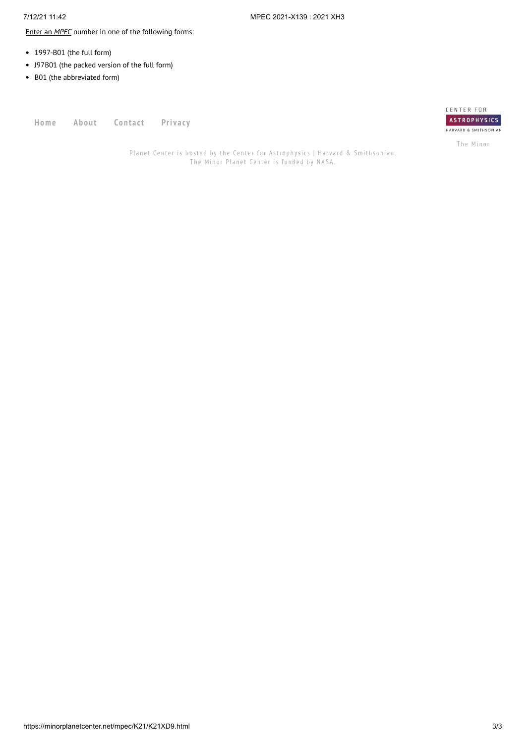Enter an *MPEC* number in one of the following forms:

- 1997-B01 (the full form)
- J97B01 (the packed version of the full form)
- B01 (the abbreviated form)

**Home** **About** **Contact** **Privacy**

CENTER FOR ASTROPHYSICS HARVARD & SMITHSONIAN

The Minor Planet Center is hosted by the Center for Astrophysics | Harvard & Smithsonian.
The Minor Planet Center is funded by NASA.